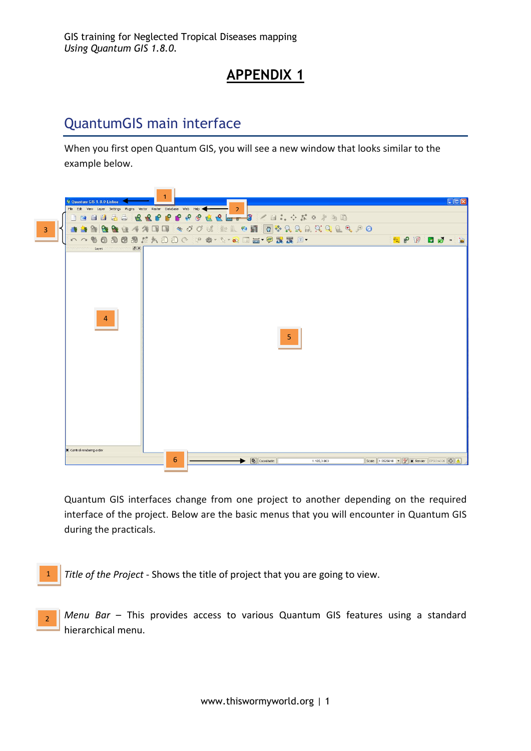# APPENDIX 1

## QuantumGIS main interface

When you first open Quantum GIS, you will see a new window that looks similar to the example below.

Quantum GIS interfaces change from one project to another depending on the required interface of the project. Below are the basic menus that you will encounter in Quantum GIS during the practicals.

1 *Title of the Project* - Shows the title of project that you are going to view.

2 *Menu Bar* – This provides access to various Quantum GIS features using a standard hierarchical menu.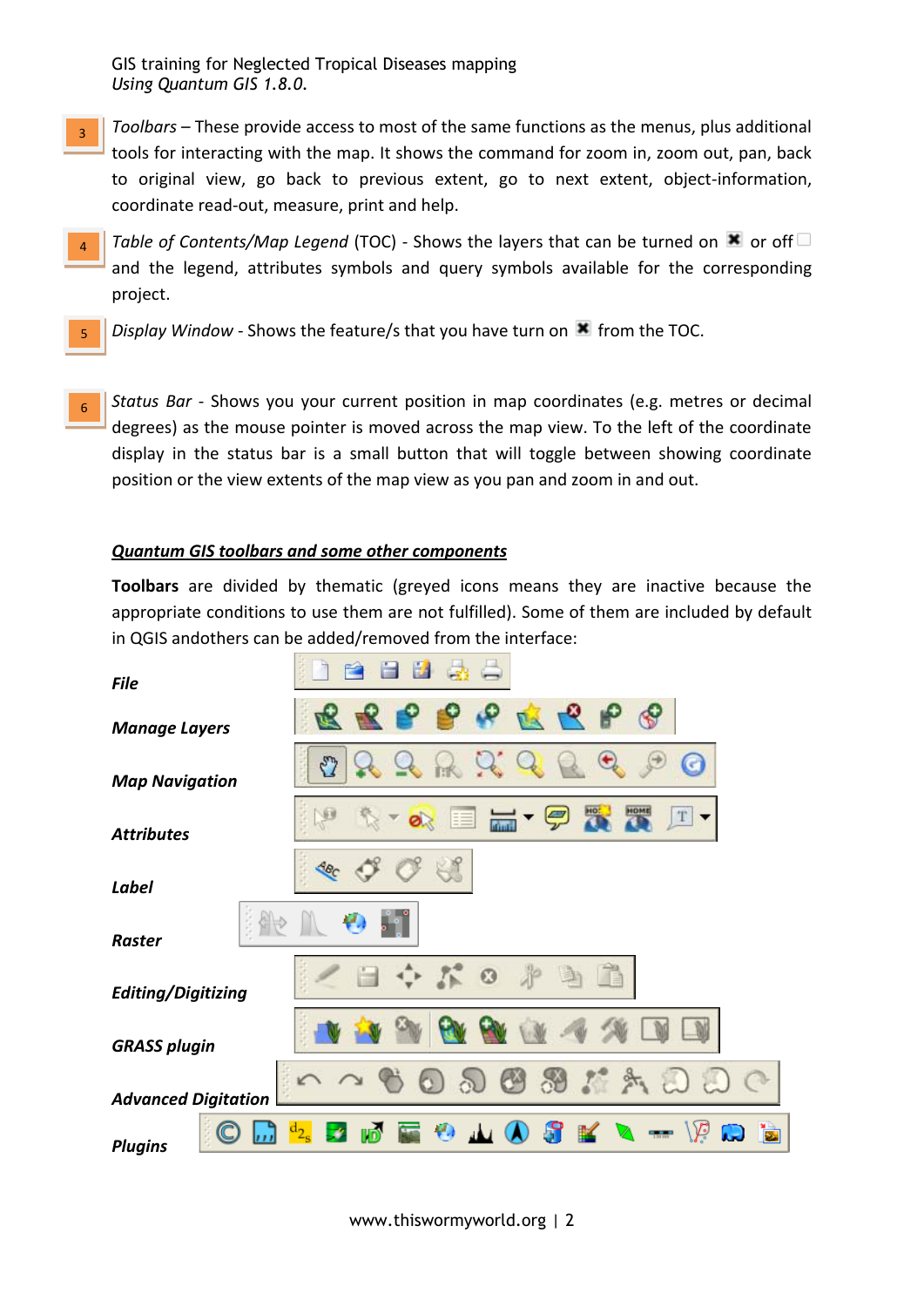3. *Toolbars* – These provide access to most of the same functions as the menus, plus additional tools for interacting with the map. It shows the command for zoom in, zoom out, pan, back to original view, go back to previous extent, go to next extent, object-information, coordinate read-out, measure, print and help.

4. *Table of Contents/Map Legend* (TOC) - Shows the layers that can be turned on ✖ or off ☐ and the legend, attributes symbols and query symbols available for the corresponding project.

5. *Display Window* - Shows the feature/s that you have turn on ✖ from the TOC.

6. *Status Bar* - Shows you your current position in map coordinates (e.g. metres or decimal degrees) as the mouse pointer is moved across the map view. To the left of the coordinate display in the status bar is a small button that will toggle between showing coordinate position or the view extents of the map view as you pan and zoom in and out.

## ***Quantum GIS toolbars and some other components***

**Toolbars** are divided by thematic (greyed icons means they are inactive because the appropriate conditions to use them are not fulfilled). Some of them are included by default in QGIS andothers can be added/removed from the interface:

***File***

***Manage Layers***

***Map Navigation***

***Attributes***

***Label***

***Raster***

***Editing/Digitizing***

***GRASS plugin***

***Advanced Digitation***

***Plugins***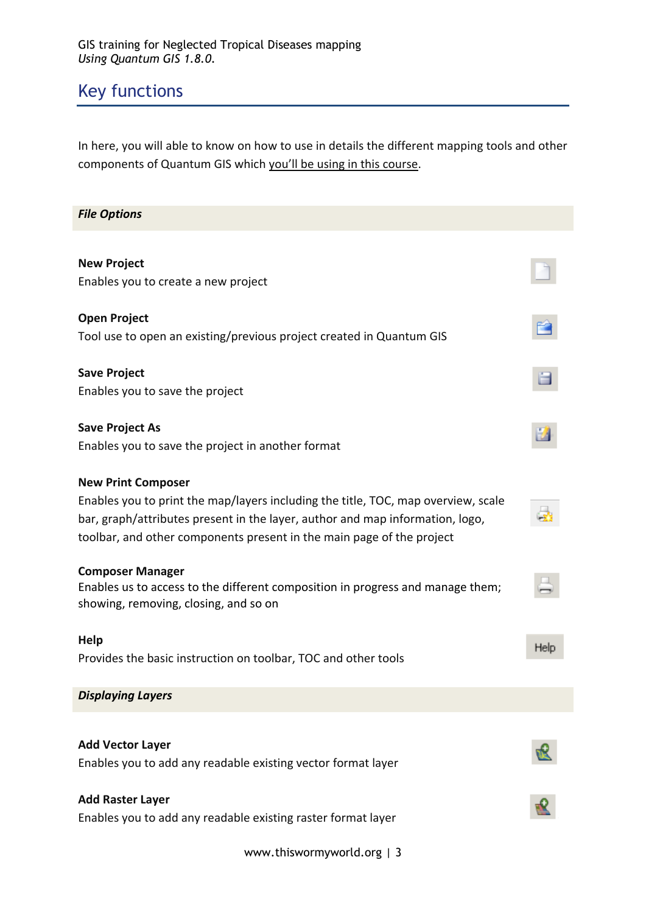## Key functions

In here, you will able to know on how to use in details the different mapping tools and other components of Quantum GIS which you'll be using in this course.

***File Options***

**New Project**
Enables you to create a new project

**Open Project**
Tool use to open an existing/previous project created in Quantum GIS

**Save Project**
Enables you to save the project

**Save Project As**
Enables you to save the project in another format

**New Print Composer**
Enables you to print the map/layers including the title, TOC, map overview, scale bar, graph/attributes present in the layer, author and map information, logo, toolbar, and other components present in the main page of the project

**Composer Manager**
Enables us to access to the different composition in progress and manage them; showing, removing, closing, and so on

**Help**
Provides the basic instruction on toolbar, TOC and other tools

***Displaying Layers***

**Add Vector Layer**
Enables you to add any readable existing vector format layer

**Add Raster Layer**
Enables you to add any readable existing raster format layer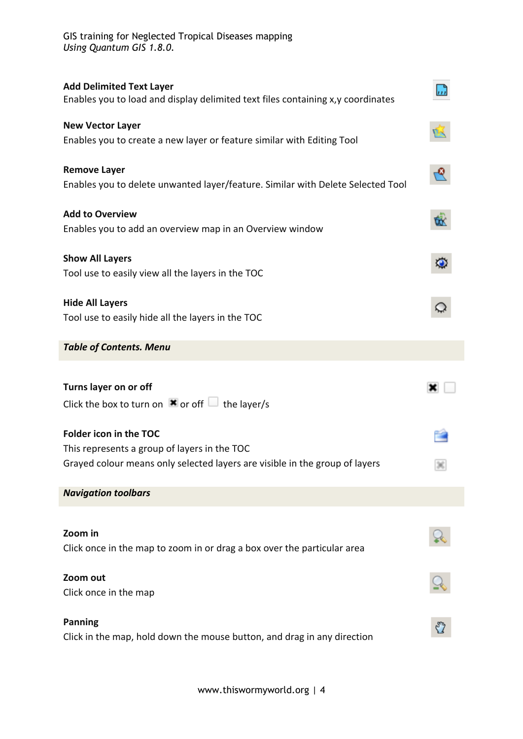**Add Delimited Text Layer**
Enables you to load and display delimited text files containing x,y coordinates

**New Vector Layer**
Enables you to create a new layer or feature similar with Editing Tool

**Remove Layer**
Enables you to delete unwanted layer/feature. Similar with Delete Selected Tool

**Add to Overview**
Enables you to add an overview map in an Overview window

**Show All Layers**
Tool use to easily view all the layers in the TOC

**Hide All Layers**
Tool use to easily hide all the layers in the TOC

***Table of Contents. Menu***

**Turns layer on or off**
Click the box to turn on or off the layer/s

**Folder icon in the TOC**
This represents a group of layers in the TOC
Grayed colour means only selected layers are visible in the group of layers

***Navigation toolbars***

**Zoom in**
Click once in the map to zoom in or drag a box over the particular area

**Zoom out**
Click once in the map

**Panning**
Click in the map, hold down the mouse button, and drag in any direction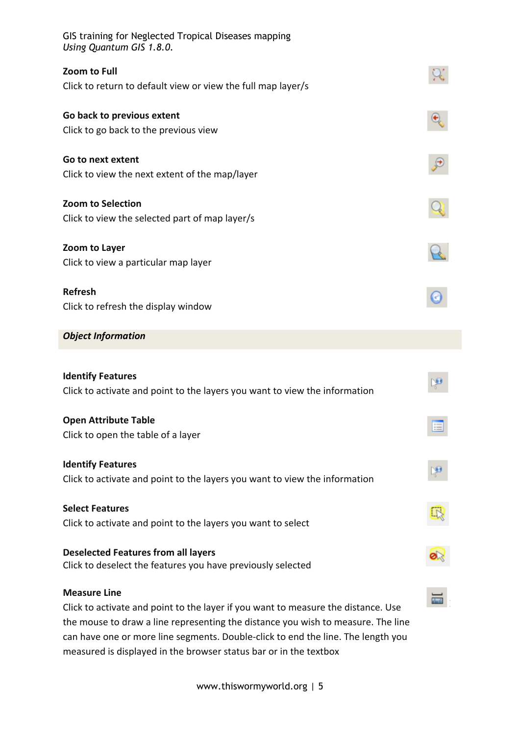**Zoom to Full**

Click to return to default view or view the full map layer/s

**Go back to previous extent**

Click to go back to the previous view

**Go to next extent**

Click to view the next extent of the map/layer

**Zoom to Selection**

Click to view the selected part of map layer/s

**Zoom to Layer**

Click to view a particular map layer

**Refresh**

Click to refresh the display window

### *Object Information*

**Identify Features**

Click to activate and point to the layers you want to view the information

**Open Attribute Table**

Click to open the table of a layer

**Identify Features**

Click to activate and point to the layers you want to view the information

**Select Features**

Click to activate and point to the layers you want to select

**Deselected Features from all layers**

Click to deselect the features you have previously selected

**Measure Line**

Click to activate and point to the layer if you want to measure the distance. Use the mouse to draw a line representing the distance you wish to measure. The line can have one or more line segments. Double-click to end the line. The length you measured is displayed in the browser status bar or in the textbox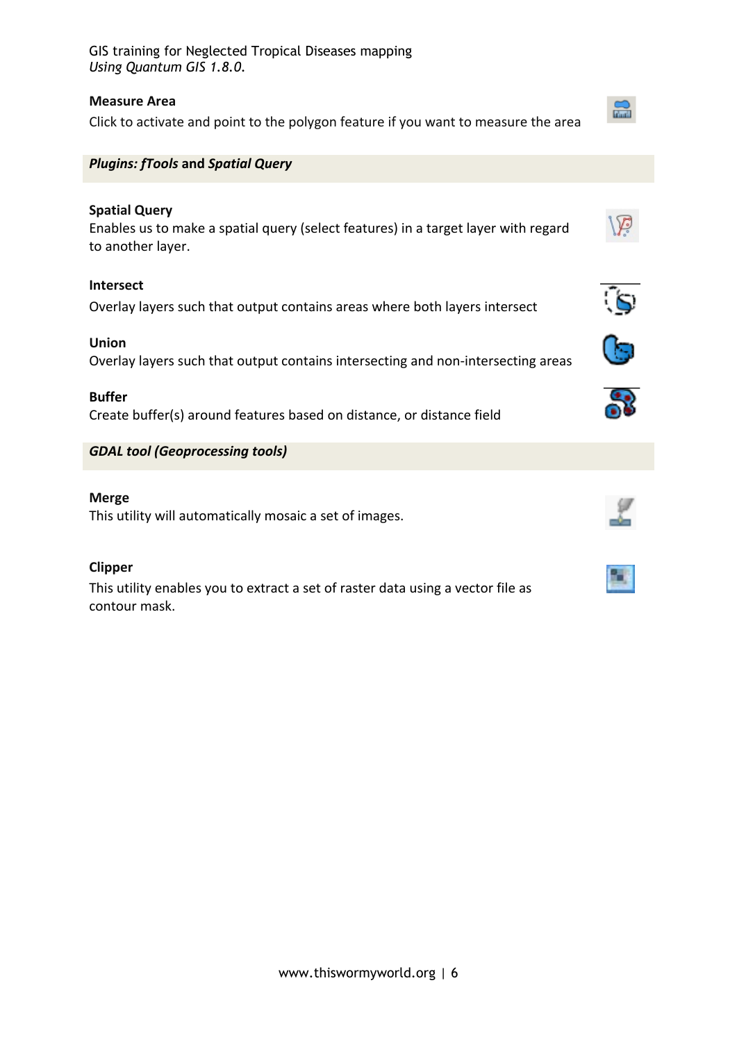**Measure Area**

Click to activate and point to the polygon feature if you want to measure the area

***Plugins: fTools* and *Spatial Query***

**Spatial Query**

Enables us to make a spatial query (select features) in a target layer with regard to another layer.

**Intersect**

Overlay layers such that output contains areas where both layers intersect

**Union**

Overlay layers such that output contains intersecting and non-intersecting areas

**Buffer**

Create buffer(s) around features based on distance, or distance field

***GDAL tool (Geoprocessing tools)***

**Merge**

This utility will automatically mosaic a set of images.

**Clipper**

This utility enables you to extract a set of raster data using a vector file as contour mask.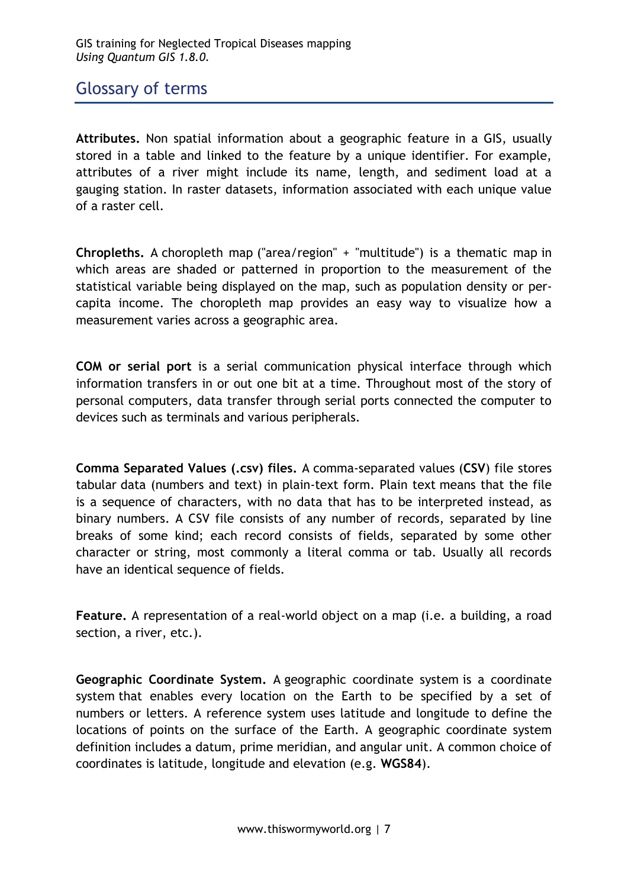## Glossary of terms

**Attributes.** Non spatial information about a geographic feature in a GIS, usually stored in a table and linked to the feature by a unique identifier. For example, attributes of a river might include its name, length, and sediment load at a gauging station. In raster datasets, information associated with each unique value of a raster cell.

**Chropleths.** A choropleth map ("area/region" + "multitude") is a thematic map in which areas are shaded or patterned in proportion to the measurement of the statistical variable being displayed on the map, such as population density or per-capita income. The choropleth map provides an easy way to visualize how a measurement varies across a geographic area.

**COM or serial port** is a serial communication physical interface through which information transfers in or out one bit at a time. Throughout most of the story of personal computers, data transfer through serial ports connected the computer to devices such as terminals and various peripherals.

**Comma Separated Values (.csv) files.** A comma-separated values (**CSV**) file stores tabular data (numbers and text) in plain-text form. Plain text means that the file is a sequence of characters, with no data that has to be interpreted instead, as binary numbers. A CSV file consists of any number of records, separated by line breaks of some kind; each record consists of fields, separated by some other character or string, most commonly a literal comma or tab. Usually all records have an identical sequence of fields.

**Feature.** A representation of a real-world object on a map (i.e. a building, a road section, a river, etc.).

**Geographic Coordinate System.** A geographic coordinate system is a coordinate system that enables every location on the Earth to be specified by a set of numbers or letters. A reference system uses latitude and longitude to define the locations of points on the surface of the Earth. A geographic coordinate system definition includes a datum, prime meridian, and angular unit. A common choice of coordinates is latitude, longitude and elevation (e.g. **WGS84**).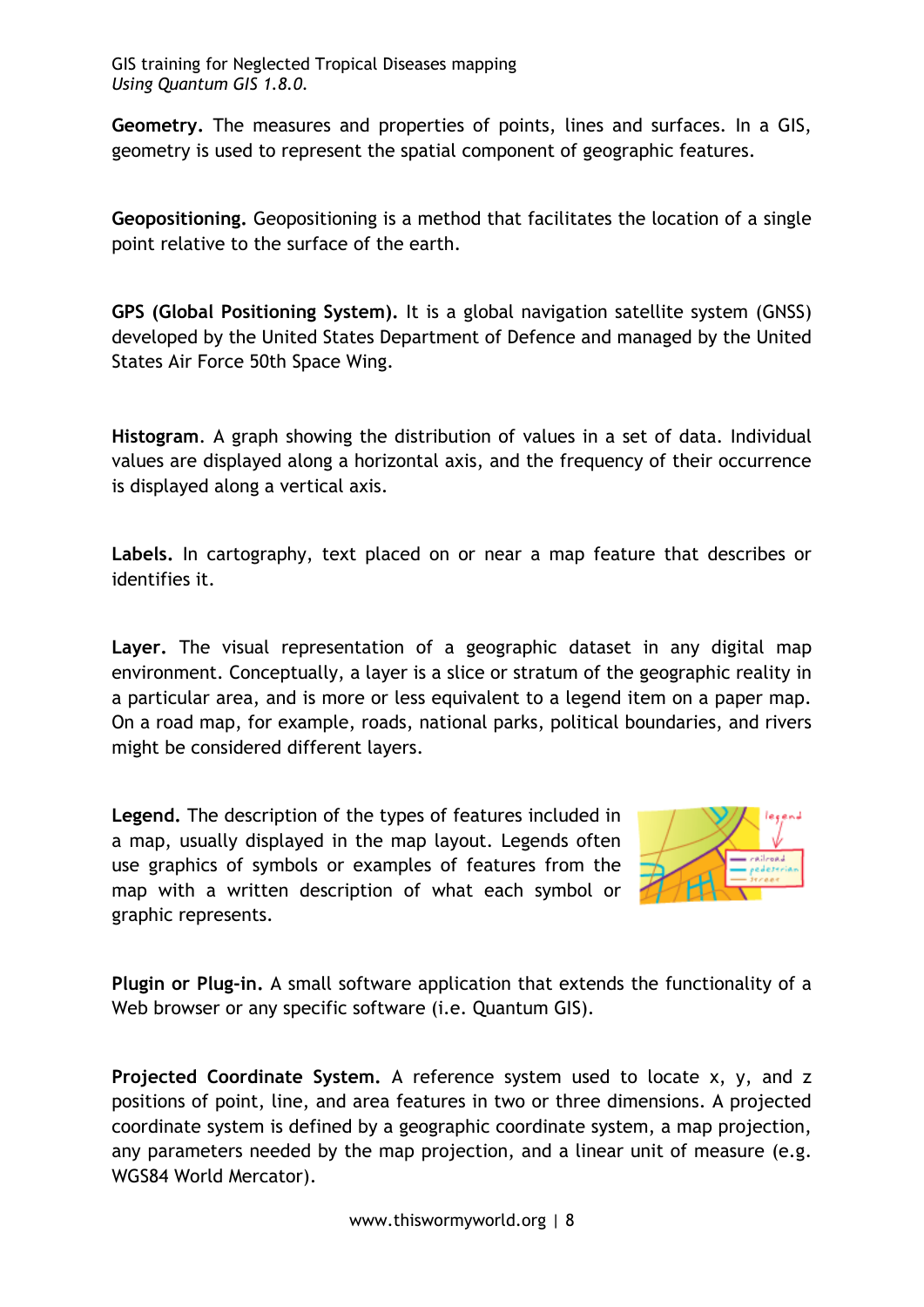**Geometry.** The measures and properties of points, lines and surfaces. In a GIS, geometry is used to represent the spatial component of geographic features.

**Geopositioning.** Geopositioning is a method that facilitates the location of a single point relative to the surface of the earth.

**GPS (Global Positioning System).** It is a global navigation satellite system (GNSS) developed by the United States Department of Defence and managed by the United States Air Force 50th Space Wing.

**Histogram**. A graph showing the distribution of values in a set of data. Individual values are displayed along a horizontal axis, and the frequency of their occurrence is displayed along a vertical axis.

**Labels.** In cartography, text placed on or near a map feature that describes or identifies it.

**Layer.** The visual representation of a geographic dataset in any digital map environment. Conceptually, a layer is a slice or stratum of the geographic reality in a particular area, and is more or less equivalent to a legend item on a paper map. On a road map, for example, roads, national parks, political boundaries, and rivers might be considered different layers.

**Legend.** The description of the types of features included in a map, usually displayed in the map layout. Legends often use graphics of symbols or examples of features from the map with a written description of what each symbol or graphic represents.

**Plugin or Plug-in.** A small software application that extends the functionality of a Web browser or any specific software (i.e. Quantum GIS).

**Projected Coordinate System.** A reference system used to locate x, y, and z positions of point, line, and area features in two or three dimensions. A projected coordinate system is defined by a geographic coordinate system, a map projection, any parameters needed by the map projection, and a linear unit of measure (e.g. WGS84 World Mercator).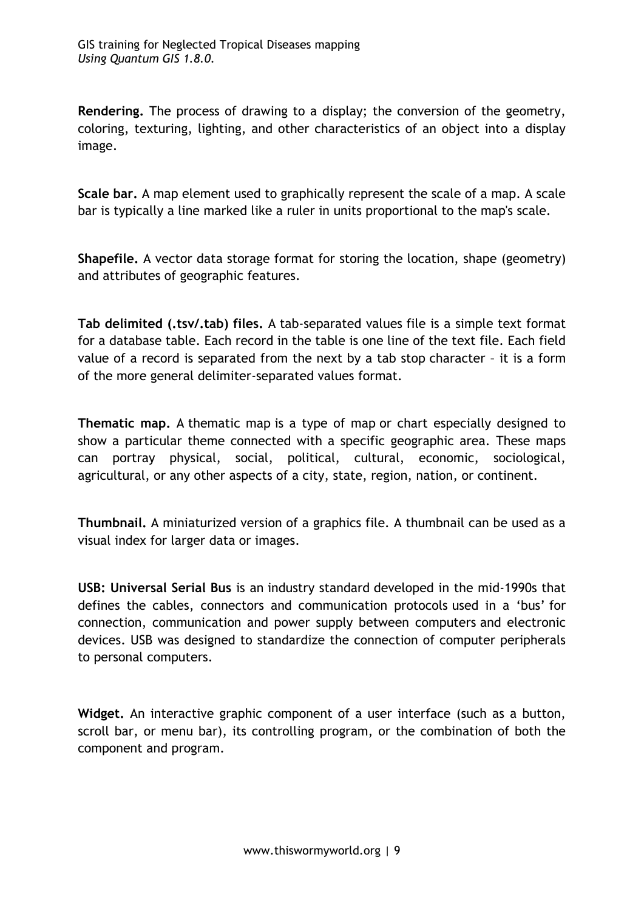**Rendering.** The process of drawing to a display; the conversion of the geometry, coloring, texturing, lighting, and other characteristics of an object into a display image.

**Scale bar.** A map element used to graphically represent the scale of a map. A scale bar is typically a line marked like a ruler in units proportional to the map's scale.

**Shapefile.** A vector data storage format for storing the location, shape (geometry) and attributes of geographic features.

**Tab delimited (.tsv/.tab) files.** A tab-separated values file is a simple text format for a database table. Each record in the table is one line of the text file. Each field value of a record is separated from the next by a tab stop character – it is a form of the more general delimiter-separated values format.

**Thematic map.** A thematic map is a type of map or chart especially designed to show a particular theme connected with a specific geographic area. These maps can portray physical, social, political, cultural, economic, sociological, agricultural, or any other aspects of a city, state, region, nation, or continent.

**Thumbnail.** A miniaturized version of a graphics file. A thumbnail can be used as a visual index for larger data or images.

**USB: Universal Serial Bus** is an industry standard developed in the mid-1990s that defines the cables, connectors and communication protocols used in a 'bus' for connection, communication and power supply between computers and electronic devices. USB was designed to standardize the connection of computer peripherals to personal computers.

**Widget.** An interactive graphic component of a user interface (such as a button, scroll bar, or menu bar), its controlling program, or the combination of both the component and program.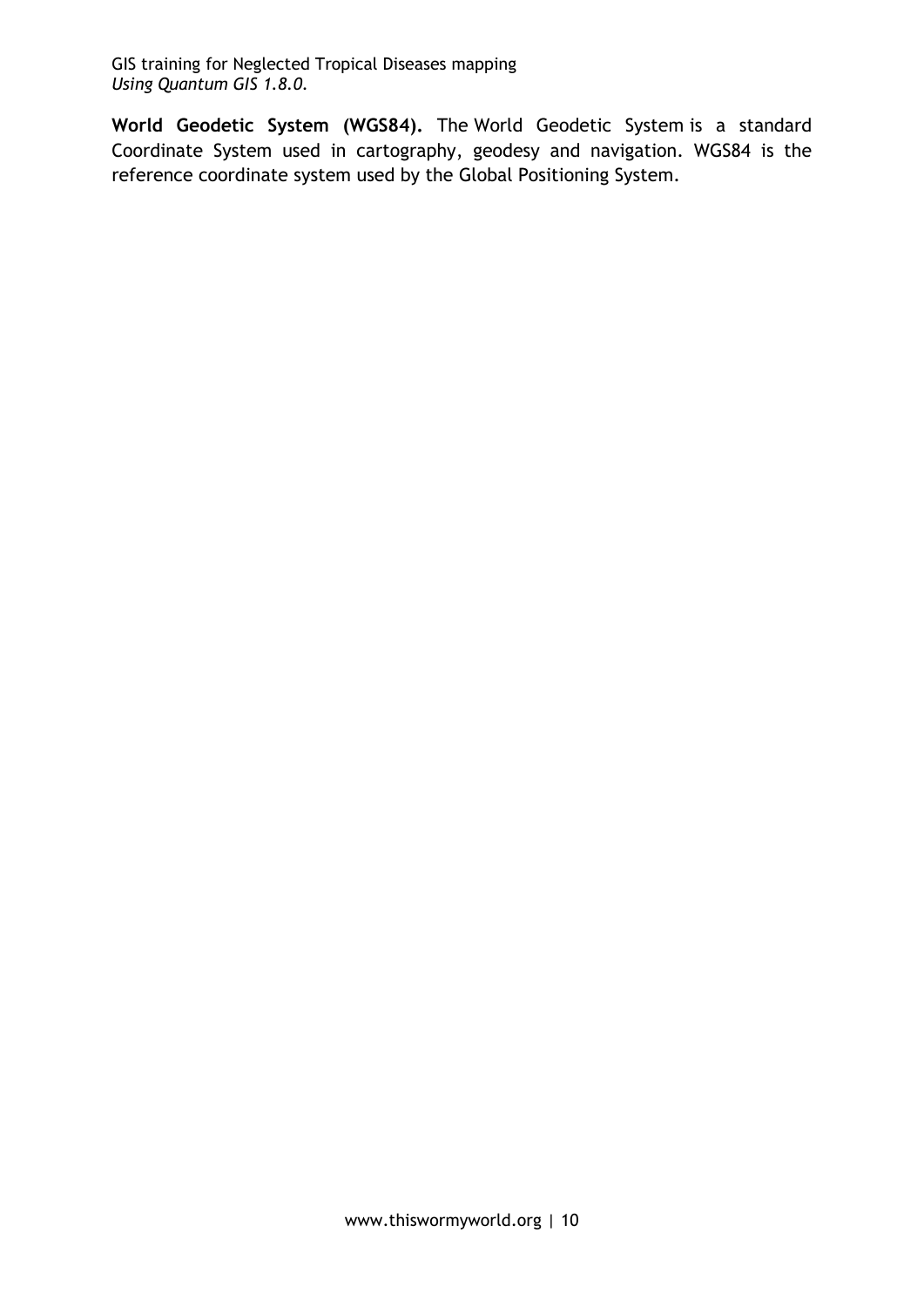**World Geodetic System (WGS84).** The World Geodetic System is a standard Coordinate System used in cartography, geodesy and navigation. WGS84 is the reference coordinate system used by the Global Positioning System.